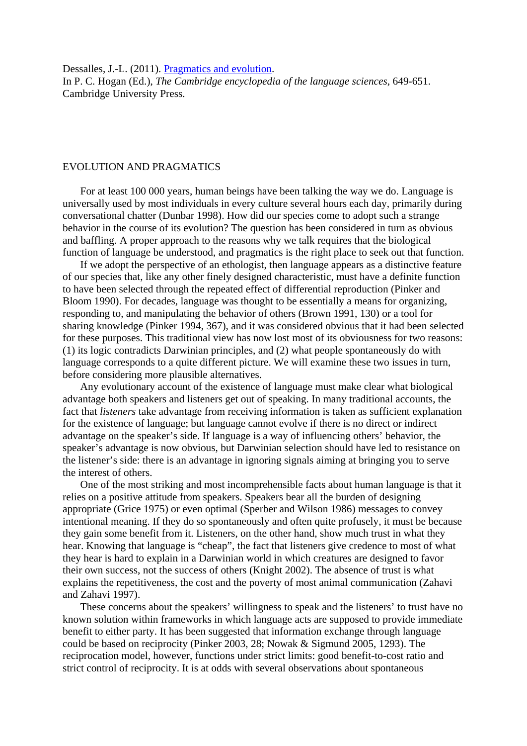Dessalles, J.-L. (2011). [Pragmatics and evolution](#).
In P. C. Hogan (Ed.), *The Cambridge encyclopedia of the language sciences*, 649-651. Cambridge University Press.

# EVOLUTION AND PRAGMATICS

For at least 100 000 years, human beings have been talking the way we do. Language is universally used by most individuals in every culture several hours each day, primarily during conversational chatter (Dunbar 1998). How did our species come to adopt such a strange behavior in the course of its evolution? The question has been considered in turn as obvious and baffling. A proper approach to the reasons why we talk requires that the biological function of language be understood, and pragmatics is the right place to seek out that function.

If we adopt the perspective of an ethologist, then language appears as a distinctive feature of our species that, like any other finely designed characteristic, must have a definite function to have been selected through the repeated effect of differential reproduction (Pinker and Bloom 1990). For decades, language was thought to be essentially a means for organizing, responding to, and manipulating the behavior of others (Brown 1991, 130) or a tool for sharing knowledge (Pinker 1994, 367), and it was considered obvious that it had been selected for these purposes. This traditional view has now lost most of its obviousness for two reasons: (1) its logic contradicts Darwinian principles, and (2) what people spontaneously do with language corresponds to a quite different picture. We will examine these two issues in turn, before considering more plausible alternatives.

Any evolutionary account of the existence of language must make clear what biological advantage both speakers and listeners get out of speaking. In many traditional accounts, the fact that *listeners* take advantage from receiving information is taken as sufficient explanation for the existence of language; but language cannot evolve if there is no direct or indirect advantage on the speaker's side. If language is a way of influencing others' behavior, the speaker's advantage is now obvious, but Darwinian selection should have led to resistance on the listener's side: there is an advantage in ignoring signals aiming at bringing you to serve the interest of others.

One of the most striking and most incomprehensible facts about human language is that it relies on a positive attitude from speakers. Speakers bear all the burden of designing appropriate (Grice 1975) or even optimal (Sperber and Wilson 1986) messages to convey intentional meaning. If they do so spontaneously and often quite profusely, it must be because they gain some benefit from it. Listeners, on the other hand, show much trust in what they hear. Knowing that language is "cheap", the fact that listeners give credence to most of what they hear is hard to explain in a Darwinian world in which creatures are designed to favor their own success, not the success of others (Knight 2002). The absence of trust is what explains the repetitiveness, the cost and the poverty of most animal communication (Zahavi and Zahavi 1997).

These concerns about the speakers' willingness to speak and the listeners' to trust have no known solution within frameworks in which language acts are supposed to provide immediate benefit to either party. It has been suggested that information exchange through language could be based on reciprocity (Pinker 2003, 28; Nowak & Sigmund 2005, 1293). The reciprocation model, however, functions under strict limits: good benefit-to-cost ratio and strict control of reciprocity. It is at odds with several observations about spontaneous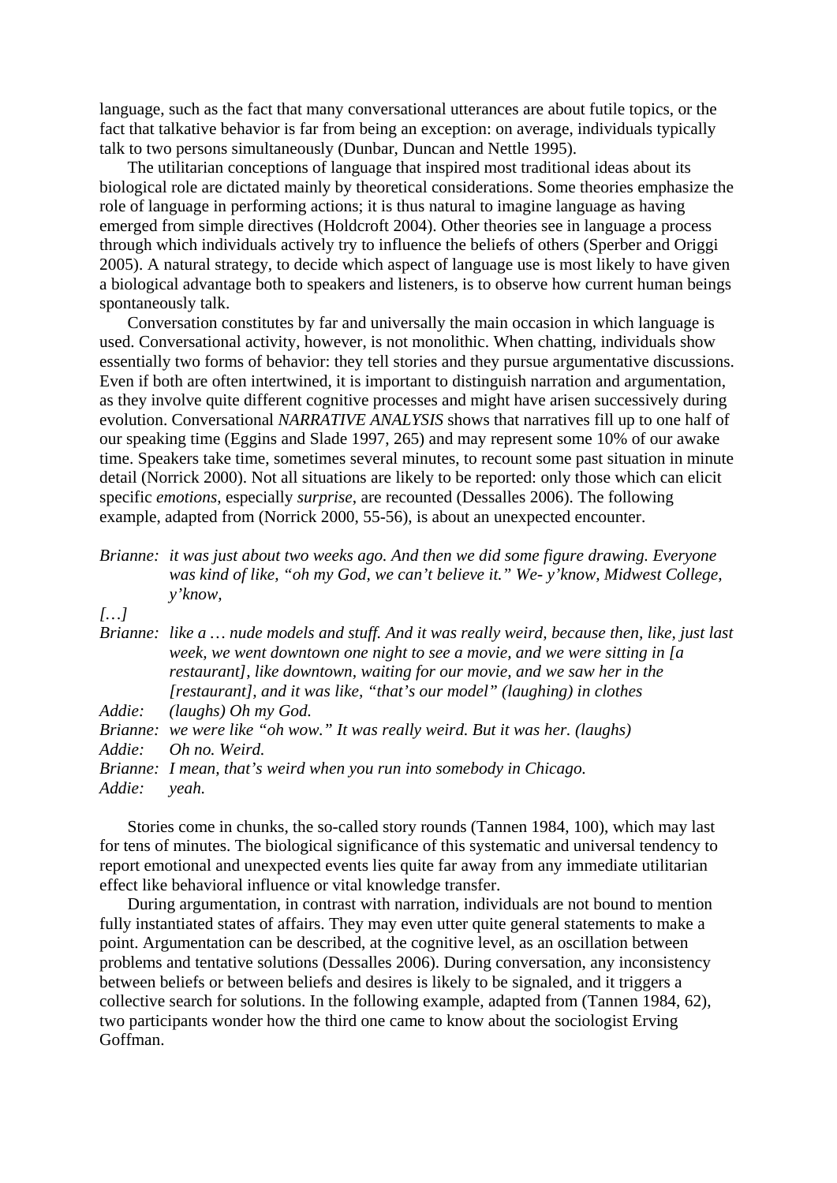language, such as the fact that many conversational utterances are about futile topics, or the fact that talkative behavior is far from being an exception: on average, individuals typically talk to two persons simultaneously (Dunbar, Duncan and Nettle 1995).

The utilitarian conceptions of language that inspired most traditional ideas about its biological role are dictated mainly by theoretical considerations. Some theories emphasize the role of language in performing actions; it is thus natural to imagine language as having emerged from simple directives (Holdcroft 2004). Other theories see in language a process through which individuals actively try to influence the beliefs of others (Sperber and Origgi 2005). A natural strategy, to decide which aspect of language use is most likely to have given a biological advantage both to speakers and listeners, is to observe how current human beings spontaneously talk.

Conversation constitutes by far and universally the main occasion in which language is used. Conversational activity, however, is not monolithic. When chatting, individuals show essentially two forms of behavior: they tell stories and they pursue argumentative discussions. Even if both are often intertwined, it is important to distinguish narration and argumentation, as they involve quite different cognitive processes and might have arisen successively during evolution. Conversational *NARRATIVE ANALYSIS* shows that narratives fill up to one half of our speaking time (Eggins and Slade 1997, 265) and may represent some 10% of our awake time. Speakers take time, sometimes several minutes, to recount some past situation in minute detail (Norrick 2000). Not all situations are likely to be reported: only those which can elicit specific *emotions*, especially *surprise*, are recounted (Dessalles 2006). The following example, adapted from (Norrick 2000, 55-56), is about an unexpected encounter.

*Brianne:* *it was just about two weeks ago. And then we did some figure drawing. Everyone was kind of like, "oh my God, we can't believe it." We- y'know, Midwest College, y'know,*

*[…]*

*Brianne:* *like a … nude models and stuff. And it was really weird, because then, like, just last week, we went downtown one night to see a movie, and we were sitting in [a restaurant], like downtown, waiting for our movie, and we saw her in the [restaurant], and it was like, "that's our model" (laughing) in clothes*

*Addie:* *(laughs) Oh my God.*

*Brianne:* *we were like "oh wow." It was really weird. But it was her. (laughs)*

*Addie:* *Oh no. Weird.*

*Brianne:* *I mean, that's weird when you run into somebody in Chicago.*

*Addie:* *yeah.*

Stories come in chunks, the so-called story rounds (Tannen 1984, 100), which may last for tens of minutes. The biological significance of this systematic and universal tendency to report emotional and unexpected events lies quite far away from any immediate utilitarian effect like behavioral influence or vital knowledge transfer.

During argumentation, in contrast with narration, individuals are not bound to mention fully instantiated states of affairs. They may even utter quite general statements to make a point. Argumentation can be described, at the cognitive level, as an oscillation between problems and tentative solutions (Dessalles 2006). During conversation, any inconsistency between beliefs or between beliefs and desires is likely to be signaled, and it triggers a collective search for solutions. In the following example, adapted from (Tannen 1984, 62), two participants wonder how the third one came to know about the sociologist Erving Goffman.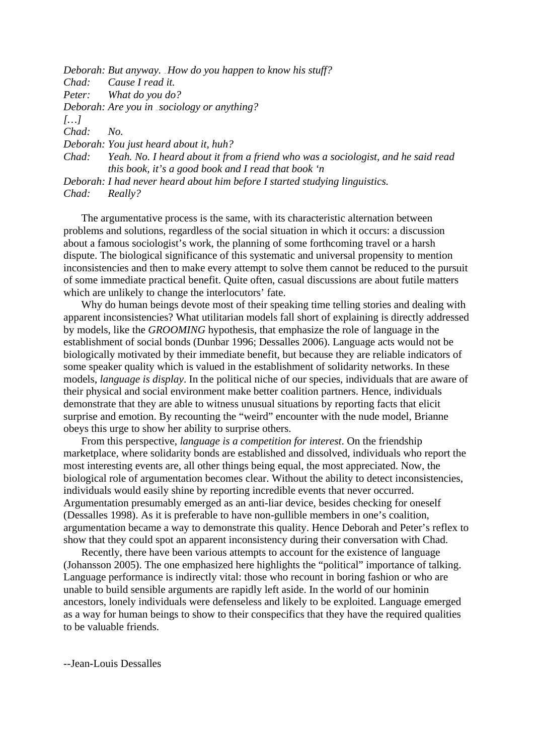*Deborah: But anyway. How do you happen to know his stuff?*
*Chad: Cause I read it.*
*Peter: What do you do?*
*Deborah: Are you in sociology or anything?*
*[…]*
*Chad: No.*
*Deborah: You just heard about it, huh?*
*Chad: Yeah. No. I heard about it from a friend who was a sociologist, and he said read this book, it's a good book and I read that book 'n*
*Deborah: I had never heard about him before I started studying linguistics.*
*Chad: Really?*

The argumentative process is the same, with its characteristic alternation between problems and solutions, regardless of the social situation in which it occurs: a discussion about a famous sociologist's work, the planning of some forthcoming travel or a harsh dispute. The biological significance of this systematic and universal propensity to mention inconsistencies and then to make every attempt to solve them cannot be reduced to the pursuit of some immediate practical benefit. Quite often, casual discussions are about futile matters which are unlikely to change the interlocutors' fate.

Why do human beings devote most of their speaking time telling stories and dealing with apparent inconsistencies? What utilitarian models fall short of explaining is directly addressed by models, like the *GROOMING* hypothesis, that emphasize the role of language in the establishment of social bonds (Dunbar 1996; Dessalles 2006). Language acts would not be biologically motivated by their immediate benefit, but because they are reliable indicators of some speaker quality which is valued in the establishment of solidarity networks. In these models, *language is display*. In the political niche of our species, individuals that are aware of their physical and social environment make better coalition partners. Hence, individuals demonstrate that they are able to witness unusual situations by reporting facts that elicit surprise and emotion. By recounting the "weird" encounter with the nude model, Brianne obeys this urge to show her ability to surprise others.

From this perspective, *language is a competition for interest*. On the friendship marketplace, where solidarity bonds are established and dissolved, individuals who report the most interesting events are, all other things being equal, the most appreciated. Now, the biological role of argumentation becomes clear. Without the ability to detect inconsistencies, individuals would easily shine by reporting incredible events that never occurred. Argumentation presumably emerged as an anti-liar device, besides checking for oneself (Dessalles 1998). As it is preferable to have non-gullible members in one's coalition, argumentation became a way to demonstrate this quality. Hence Deborah and Peter's reflex to show that they could spot an apparent inconsistency during their conversation with Chad.

Recently, there have been various attempts to account for the existence of language (Johansson 2005). The one emphasized here highlights the "political" importance of talking. Language performance is indirectly vital: those who recount in boring fashion or who are unable to build sensible arguments are rapidly left aside. In the world of our hominin ancestors, lonely individuals were defenseless and likely to be exploited. Language emerged as a way for human beings to show to their conspecifics that they have the required qualities to be valuable friends.

--Jean-Louis Dessalles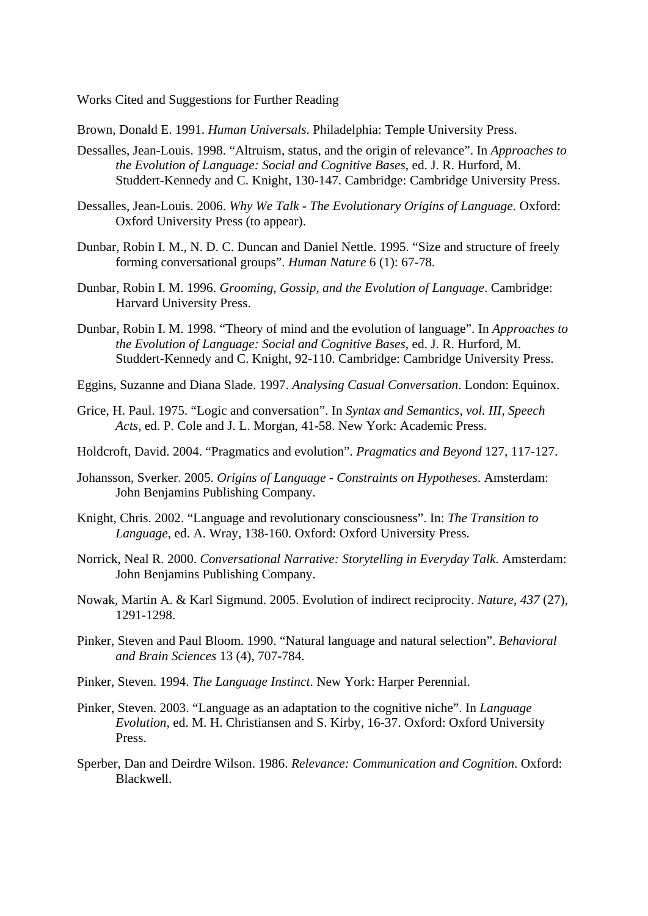## Works Cited and Suggestions for Further Reading

Brown, Donald E. 1991. *Human Universals*. Philadelphia: Temple University Press.

Dessalles, Jean-Louis. 1998. "Altruism, status, and the origin of relevance". In *Approaches to the Evolution of Language: Social and Cognitive Bases*, ed. J. R. Hurford, M. Studdert-Kennedy and C. Knight, 130-147. Cambridge: Cambridge University Press.

Dessalles, Jean-Louis. 2006. *Why We Talk - The Evolutionary Origins of Language*. Oxford: Oxford University Press (to appear).

Dunbar, Robin I. M., N. D. C. Duncan and Daniel Nettle. 1995. "Size and structure of freely forming conversational groups". *Human Nature* 6 (1): 67-78.

Dunbar, Robin I. M. 1996. *Grooming, Gossip, and the Evolution of Language*. Cambridge: Harvard University Press.

Dunbar, Robin I. M. 1998. "Theory of mind and the evolution of language". In *Approaches to the Evolution of Language: Social and Cognitive Bases*, ed. J. R. Hurford, M. Studdert-Kennedy and C. Knight, 92-110. Cambridge: Cambridge University Press.

Eggins, Suzanne and Diana Slade. 1997. *Analysing Casual Conversation*. London: Equinox.

Grice, H. Paul. 1975. "Logic and conversation". In *Syntax and Semantics, vol. III, Speech Acts*, ed. P. Cole and J. L. Morgan, 41-58. New York: Academic Press.

Holdcroft, David. 2004. "Pragmatics and evolution". *Pragmatics and Beyond* 127, 117-127.

Johansson, Sverker. 2005. *Origins of Language - Constraints on Hypotheses*. Amsterdam: John Benjamins Publishing Company.

Knight, Chris. 2002. "Language and revolutionary consciousness". In: *The Transition to Language*, ed. A. Wray, 138-160. Oxford: Oxford University Press.

Norrick, Neal R. 2000. *Conversational Narrative: Storytelling in Everyday Talk.* Amsterdam: John Benjamins Publishing Company.

Nowak, Martin A. & Karl Sigmund. 2005. Evolution of indirect reciprocity. *Nature*, *437* (27), 1291-1298.

Pinker, Steven and Paul Bloom. 1990. "Natural language and natural selection". *Behavioral and Brain Sciences* 13 (4), 707-784.

Pinker, Steven. 1994. *The Language Instinct*. New York: Harper Perennial.

Pinker, Steven. 2003. "Language as an adaptation to the cognitive niche". In *Language Evolution,* ed. M. H. Christiansen and S. Kirby, 16-37. Oxford: Oxford University Press.

Sperber, Dan and Deirdre Wilson. 1986. *Relevance: Communication and Cognition.* Oxford: Blackwell.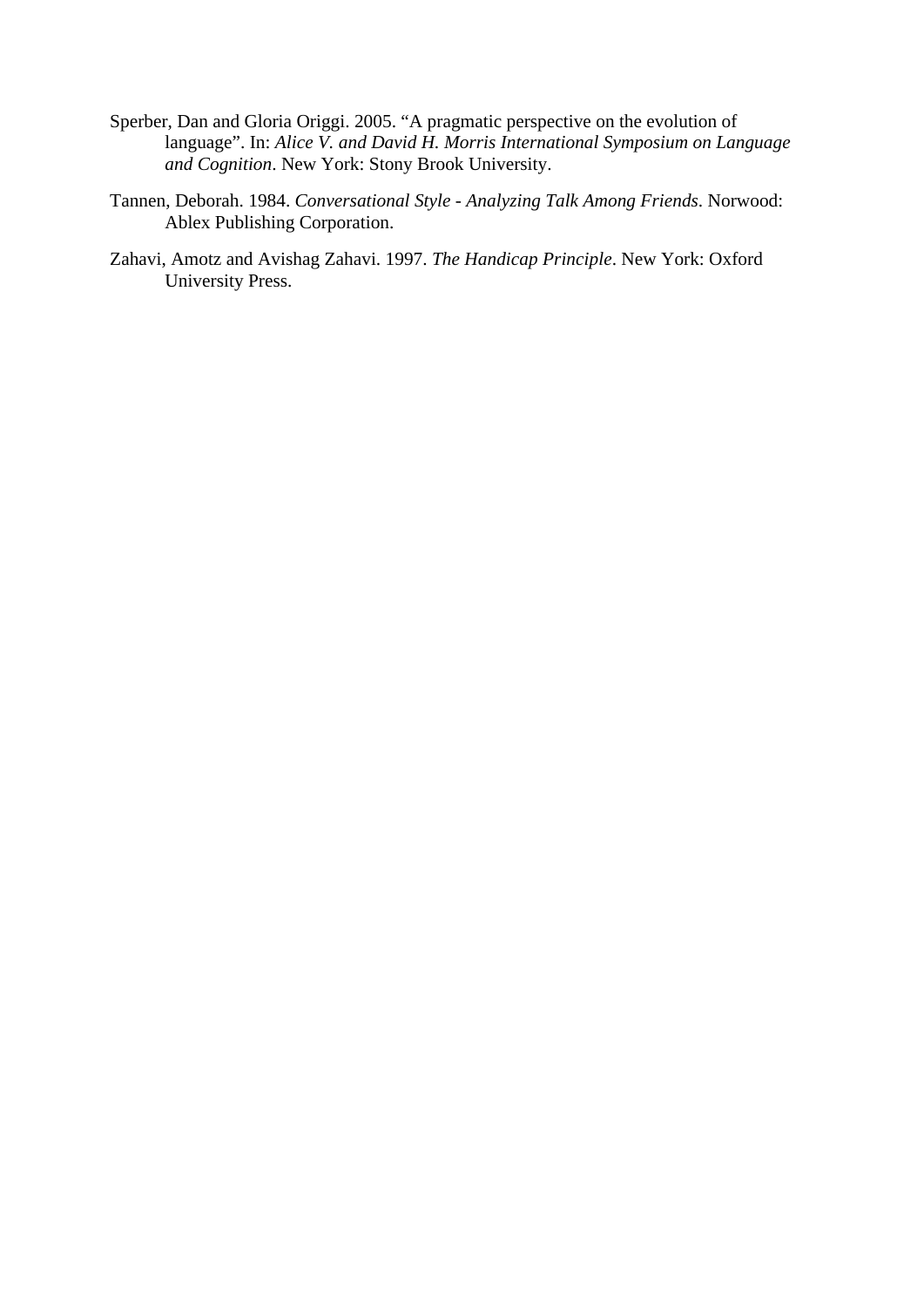Sperber, Dan and Gloria Origgi. 2005. “A pragmatic perspective on the evolution of language”. In: *Alice V. and David H. Morris International Symposium on Language and Cognition*. New York: Stony Brook University.

Tannen, Deborah. 1984. *Conversational Style - Analyzing Talk Among Friends*. Norwood: Ablex Publishing Corporation.

Zahavi, Amotz and Avishag Zahavi. 1997. *The Handicap Principle*. New York: Oxford University Press.